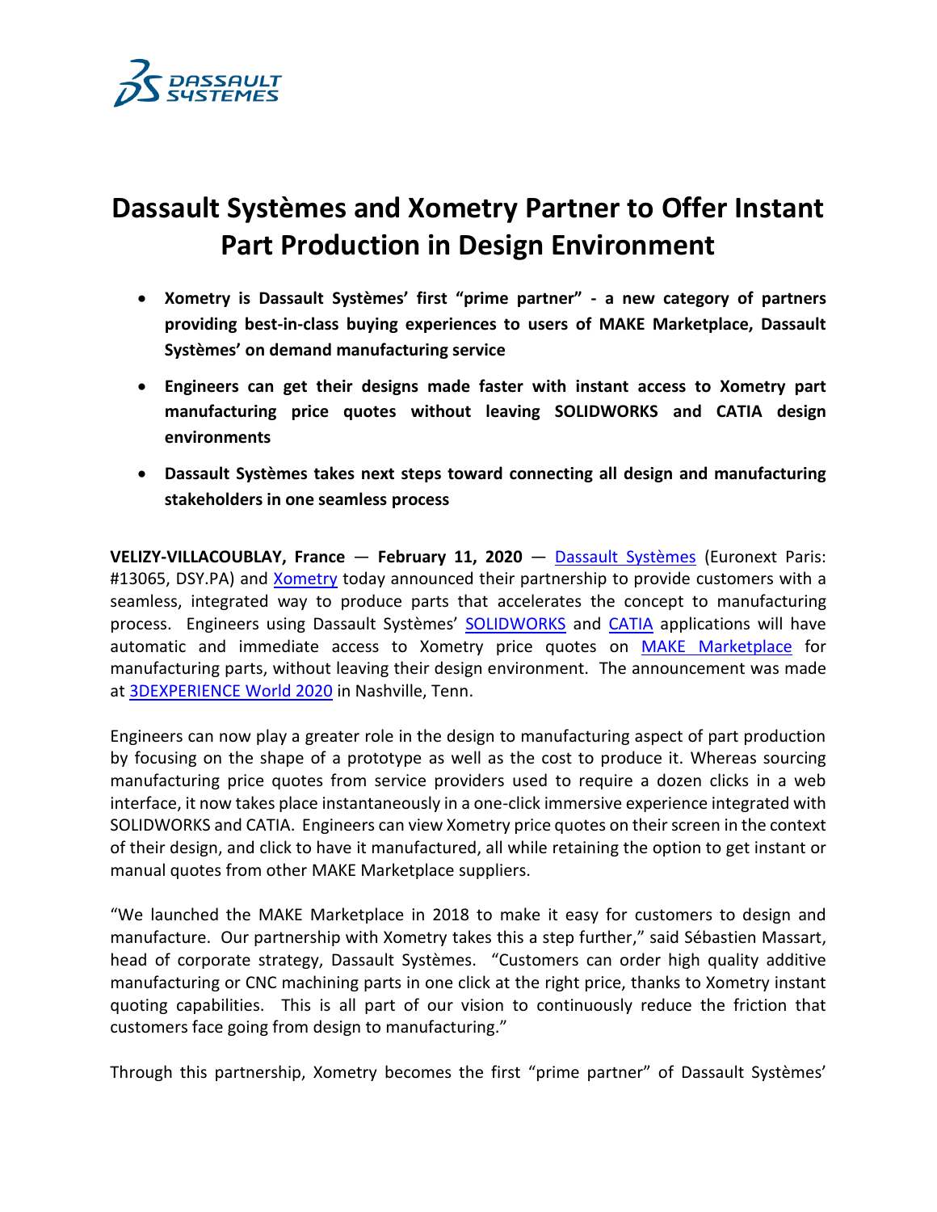# Dassault Systèmes and Xometry Partner to Offer Instant Part Production in Design Environment

- **Xometry is Dassault Systèmes' first "prime partner" - a new category of partners providing best-in-class buying experiences to users of MAKE Marketplace, Dassault Systèmes' on demand manufacturing service**
- **Engineers can get their designs made faster with instant access to Xometry part manufacturing price quotes without leaving SOLIDWORKS and CATIA design environments**
- **Dassault Systèmes takes next steps toward connecting all design and manufacturing stakeholders in one seamless process**

**VELIZY-VILLACOUBLAY, France** — **February 11, 2020** — Dassault Systèmes (Euronext Paris: #13065, DSY.PA) and Xometry today announced their partnership to provide customers with a seamless, integrated way to produce parts that accelerates the concept to manufacturing process. Engineers using Dassault Systèmes' SOLIDWORKS and CATIA applications will have automatic and immediate access to Xometry price quotes on MAKE Marketplace for manufacturing parts, without leaving their design environment. The announcement was made at 3DEXPERIENCE World 2020 in Nashville, Tenn.

Engineers can now play a greater role in the design to manufacturing aspect of part production by focusing on the shape of a prototype as well as the cost to produce it. Whereas sourcing manufacturing price quotes from service providers used to require a dozen clicks in a web interface, it now takes place instantaneously in a one-click immersive experience integrated with SOLIDWORKS and CATIA. Engineers can view Xometry price quotes on their screen in the context of their design, and click to have it manufactured, all while retaining the option to get instant or manual quotes from other MAKE Marketplace suppliers.

"We launched the MAKE Marketplace in 2018 to make it easy for customers to design and manufacture. Our partnership with Xometry takes this a step further," said Sébastien Massart, head of corporate strategy, Dassault Systèmes. "Customers can order high quality additive manufacturing or CNC machining parts in one click at the right price, thanks to Xometry instant quoting capabilities. This is all part of our vision to continuously reduce the friction that customers face going from design to manufacturing."

Through this partnership, Xometry becomes the first "prime partner" of Dassault Systèmes'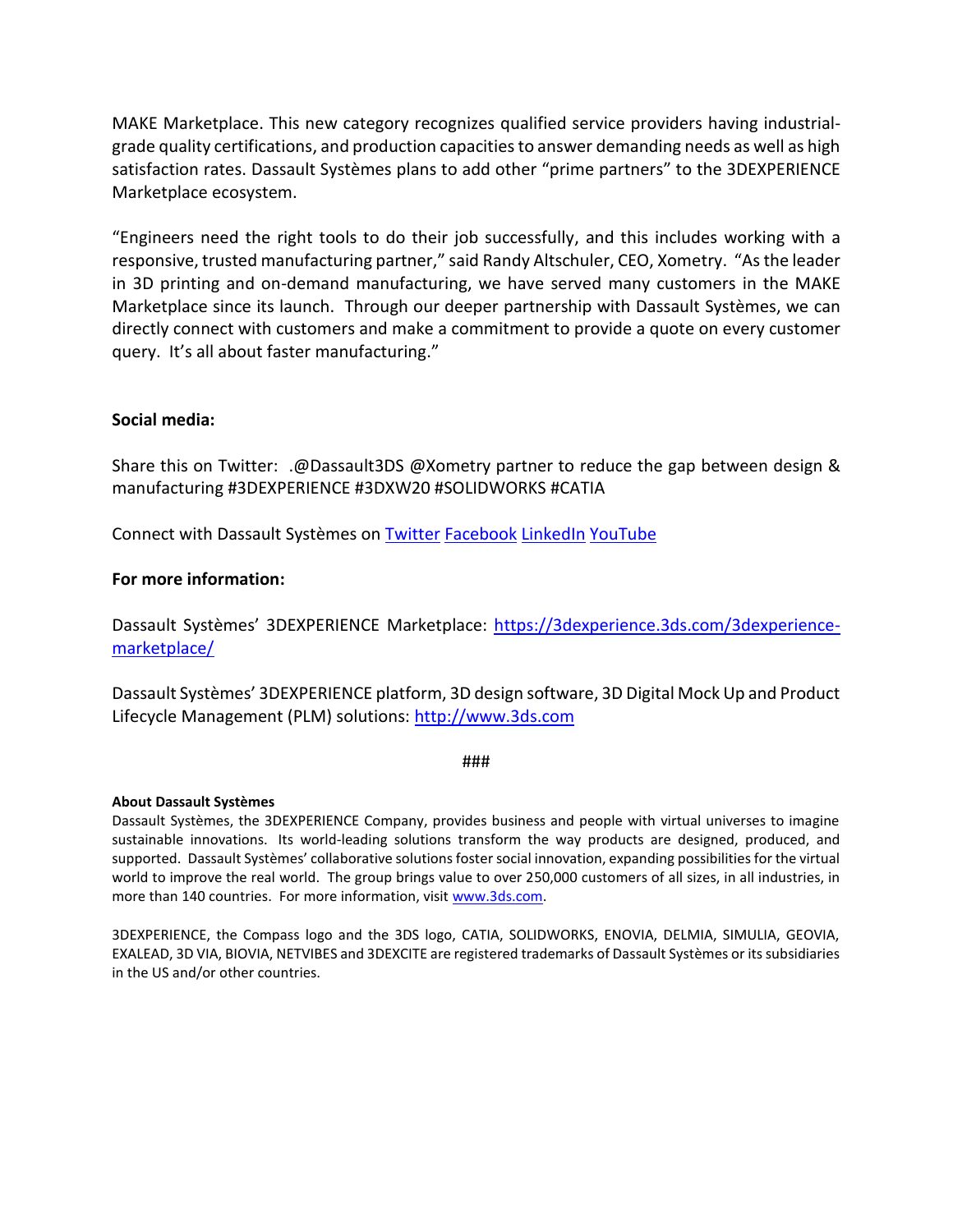MAKE Marketplace. This new category recognizes qualified service providers having industrial-grade quality certifications, and production capacities to answer demanding needs as well as high satisfaction rates. Dassault Systèmes plans to add other “prime partners” to the 3DEXPERIENCE Marketplace ecosystem.

“Engineers need the right tools to do their job successfully, and this includes working with a responsive, trusted manufacturing partner,” said Randy Altschuler, CEO, Xometry. “As the leader in 3D printing and on-demand manufacturing, we have served many customers in the MAKE Marketplace since its launch. Through our deeper partnership with Dassault Systèmes, we can directly connect with customers and make a commitment to provide a quote on every customer query. It’s all about faster manufacturing.”

**Social media:**

Share this on Twitter: .@Dassault3DS @Xometry partner to reduce the gap between design & manufacturing #3DEXPERIENCE #3DXW20 #SOLIDWORKS #CATIA

Connect with Dassault Systèmes on Twitter Facebook LinkedIn YouTube

**For more information:**

Dassault Systèmes’ 3DEXPERIENCE Marketplace: https://3dexperience.3ds.com/3dexperience-marketplace/

Dassault Systèmes’ 3DEXPERIENCE platform, 3D design software, 3D Digital Mock Up and Product Lifecycle Management (PLM) solutions: http://www.3ds.com

###

**About Dassault Systèmes**

Dassault Systèmes, the 3DEXPERIENCE Company, provides business and people with virtual universes to imagine sustainable innovations. Its world-leading solutions transform the way products are designed, produced, and supported. Dassault Systèmes’ collaborative solutions foster social innovation, expanding possibilities for the virtual world to improve the real world. The group brings value to over 250,000 customers of all sizes, in all industries, in more than 140 countries. For more information, visit www.3ds.com.

3DEXPERIENCE, the Compass logo and the 3DS logo, CATIA, SOLIDWORKS, ENOVIA, DELMIA, SIMULIA, GEOVIA, EXALEAD, 3D VIA, BIOVIA, NETVIBES and 3DEXCITE are registered trademarks of Dassault Systèmes or its subsidiaries in the US and/or other countries.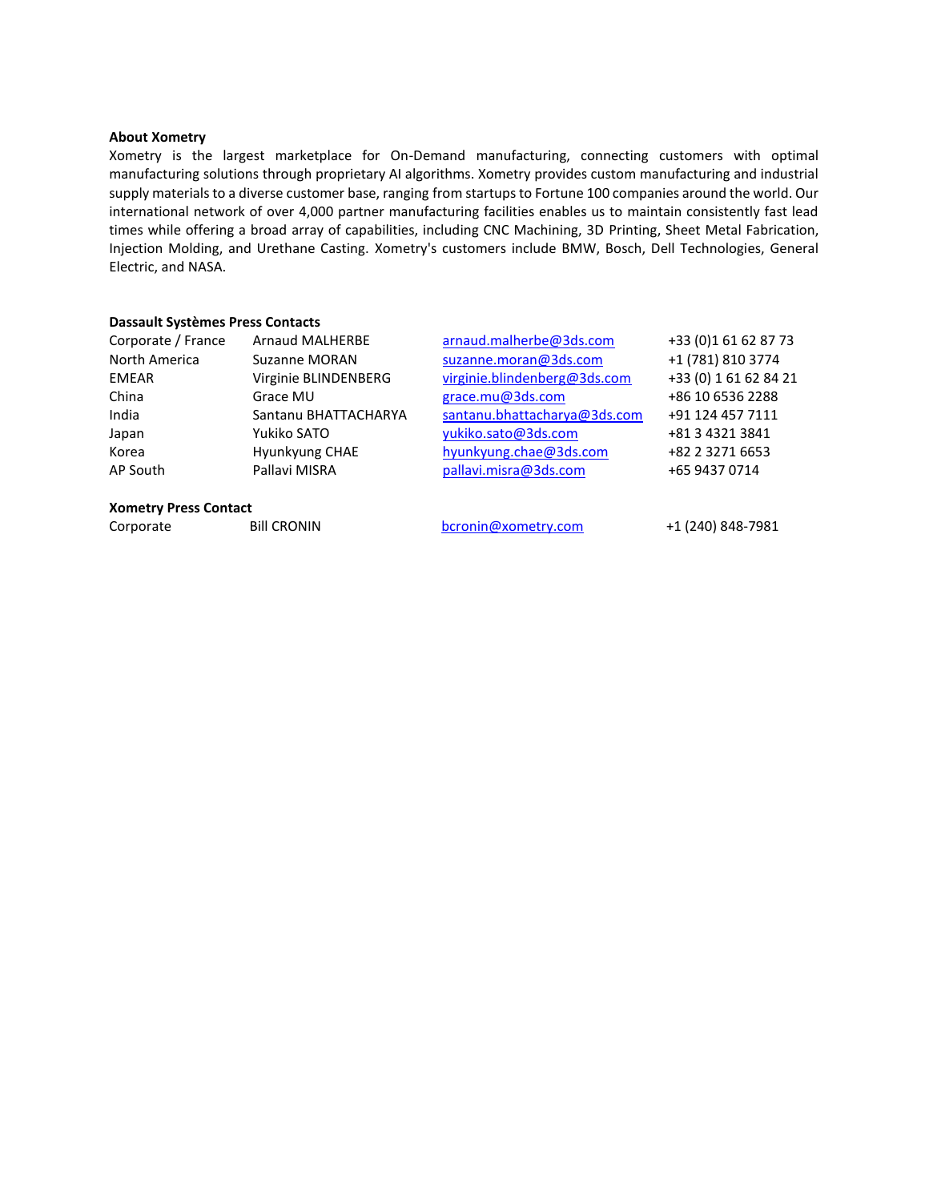**About Xometry**

Xometry is the largest marketplace for On-Demand manufacturing, connecting customers with optimal manufacturing solutions through proprietary AI algorithms. Xometry provides custom manufacturing and industrial supply materials to a diverse customer base, ranging from startups to Fortune 100 companies around the world. Our international network of over 4,000 partner manufacturing facilities enables us to maintain consistently fast lead times while offering a broad array of capabilities, including CNC Machining, 3D Printing, Sheet Metal Fabrication, Injection Molding, and Urethane Casting. Xometry's customers include BMW, Bosch, Dell Technologies, General Electric, and NASA.

**Dassault Systèmes Press Contacts**

| | | | |
|---|---|---|---|
| Corporate / France | Arnaud MALHERBE | arnaud.malherbe@3ds.com | +33 (0)1 61 62 87 73 |
| North America | Suzanne MORAN | suzanne.moran@3ds.com | +1 (781) 810 3774 |
| EMEAR | Virginie BLINDENBERG | virginie.blindenberg@3ds.com | +33 (0) 1 61 62 84 21 |
| China | Grace MU | grace.mu@3ds.com | +86 10 6536 2288 |
| India | Santanu BHATTACHARYA | santanu.bhattacharya@3ds.com | +91 124 457 7111 |
| Japan | Yukiko SATO | yukiko.sato@3ds.com | +81 3 4321 3841 |
| Korea | Hyunkyung CHAE | hyunkyung.chae@3ds.com | +82 2 3271 6653 |
| AP South | Pallavi MISRA | pallavi.misra@3ds.com | +65 9437 0714 |

**Xometry Press Contact**

| | | | |
|---|---|---|---|
| Corporate | Bill CRONIN | bcronin@xometry.com | +1 (240) 848-7981 |